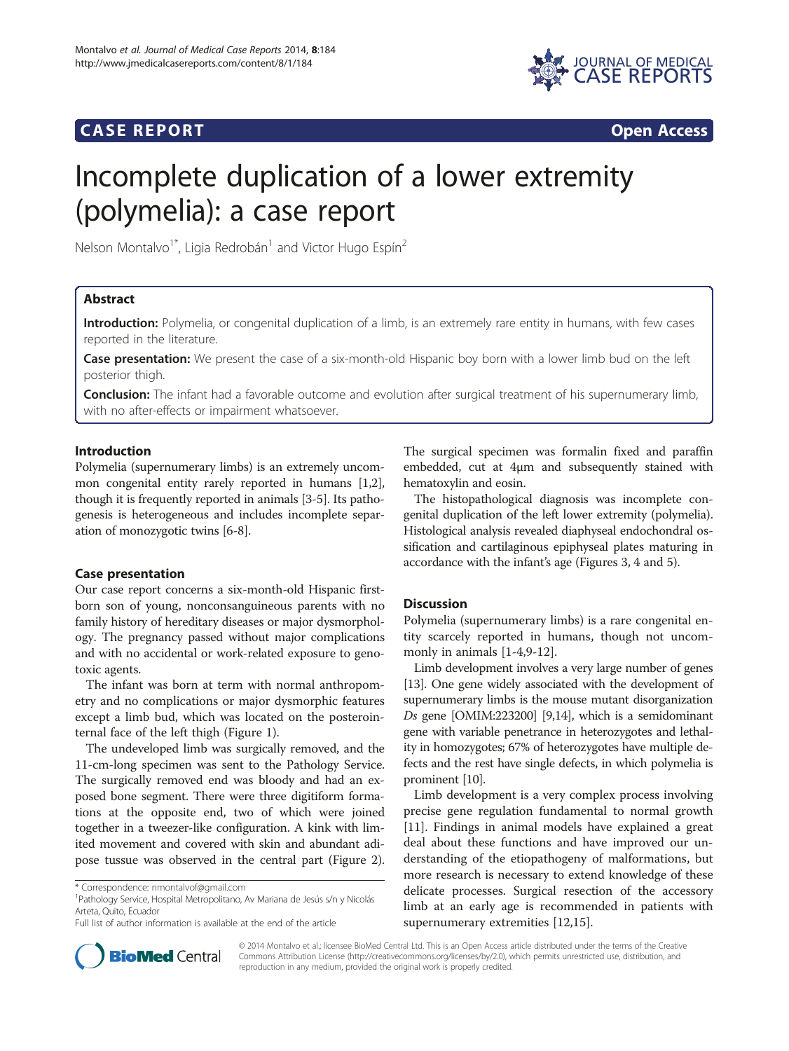**CASE REPORT** **Open Access**

# Incomplete duplication of a lower extremity (polymelia): a case report

Nelson Montalvo[1*], Ligia Redrobán[1] and Victor Hugo Espín[2]

## Abstract

**Introduction:** Polymelia, or congenital duplication of a limb, is an extremely rare entity in humans, with few cases reported in the literature.

**Case presentation:** We present the case of a six-month-old Hispanic boy born with a lower limb bud on the left posterior thigh.

**Conclusion:** The infant had a favorable outcome and evolution after surgical treatment of his supernumerary limb, with no after-effects or impairment whatsoever.

## Introduction

Polymelia (supernumerary limbs) is an extremely uncommon congenital entity rarely reported in humans [1,2], though it is frequently reported in animals [3-5]. Its pathogenesis is heterogeneous and includes incomplete separation of monozygotic twins [6-8].

## Case presentation

Our case report concerns a six-month-old Hispanic first-born son of young, nonconsanguineous parents with no family history of hereditary diseases or major dysmorphology. The pregnancy passed without major complications and with no accidental or work-related exposure to genotoxic agents.

The infant was born at term with normal anthropometry and no complications or major dysmorphic features except a limb bud, which was located on the posterointernal face of the left thigh (Figure 1).

The undeveloped limb was surgically removed, and the 11-cm-long specimen was sent to the Pathology Service. The surgically removed end was bloody and had an exposed bone segment. There were three digitiform formations at the opposite end, two of which were joined together in a tweezer-like configuration. A kink with limited movement and covered with skin and abundant adipose tussue was observed in the central part (Figure 2).

The surgical specimen was formalin fixed and paraffin embedded, cut at 4μm and subsequently stained with hematoxylin and eosin.

The histopathological diagnosis was incomplete congenital duplication of the left lower extremity (polymelia). Histological analysis revealed diaphyseal endochondral ossification and cartilaginous epiphyseal plates maturing in accordance with the infant's age (Figures 3, 4 and 5).

## Discussion

Polymelia (supernumerary limbs) is a rare congenital entity scarcely reported in humans, though not uncommonly in animals [1-4,9-12].

Limb development involves a very large number of genes [13]. One gene widely associated with the development of supernumerary limbs is the mouse mutant disorganization *Ds* gene [OMIM:223200] [9,14], which is a semidominant gene with variable penetrance in heterozygotes and lethality in homozygotes; 67% of heterozygotes have multiple defects and the rest have single defects, in which polymelia is prominent [10].

Limb development is a very complex process involving precise gene regulation fundamental to normal growth [11]. Findings in animal models have explained a great deal about these functions and have improved our understanding of the etiopathogeny of malformations, but more research is necessary to extend knowledge of these delicate processes. Surgical resection of the accessory limb at an early age is recommended in patients with supernumerary extremities [12,15].

\* Correspondence: nmontalvof@gmail.com
[1]Pathology Service, Hospital Metropolitano, Av Mariana de Jesús s/n y Nicolás Arteta, Quito, Ecuador
Full list of author information is available at the end of the article

© 2014 Montalvo et al.; licensee BioMed Central Ltd. This is an Open Access article distributed under the terms of the Creative Commons Attribution License (http://creativecommons.org/licenses/by/2.0), which permits unrestricted use, distribution, and reproduction in any medium, provided the original work is properly credited.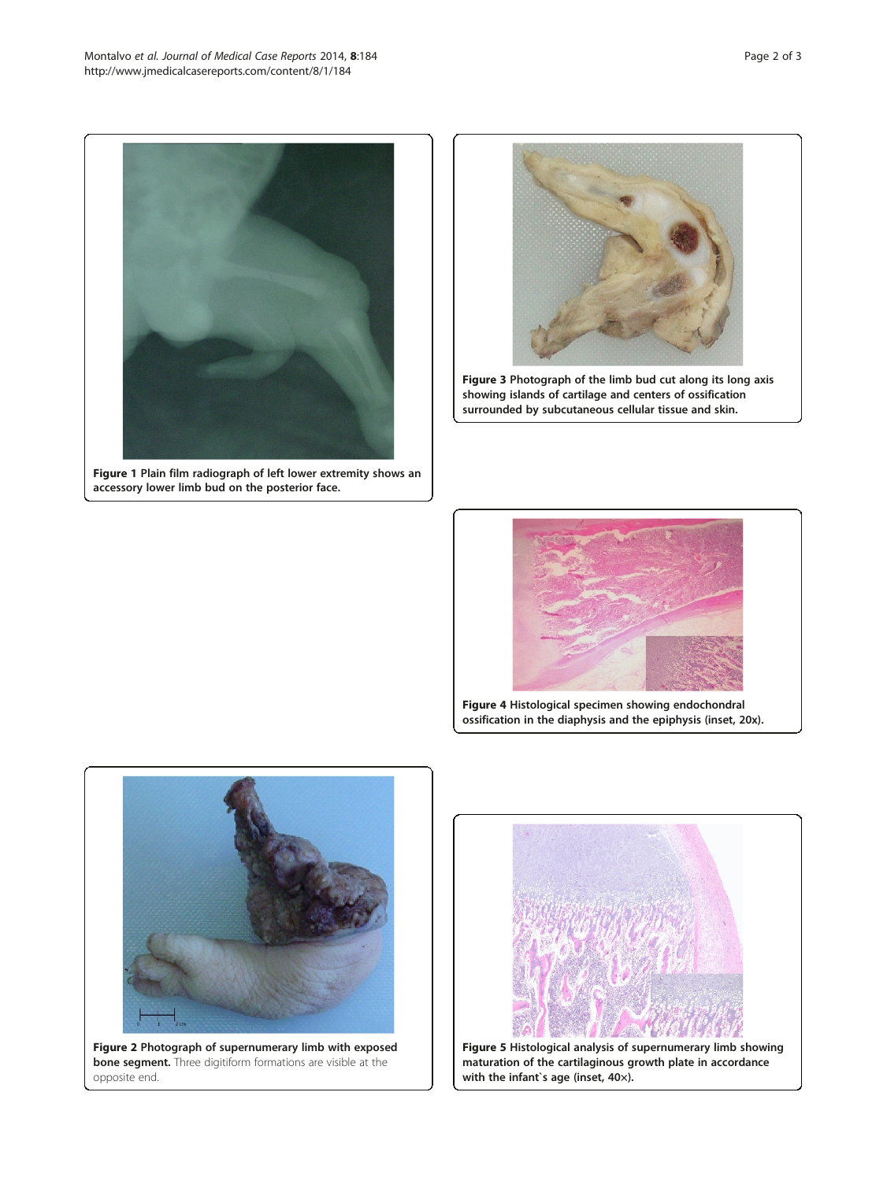**Figure 1** Plain film radiograph of left lower extremity shows an accessory lower limb bud on the posterior face.

**Figure 3** Photograph of the limb bud cut along its long axis showing islands of cartilage and centers of ossification surrounded by subcutaneous cellular tissue and skin.

**Figure 4** Histological specimen showing endochondral ossification in the diaphysis and the epiphysis (inset, 20x).

**Figure 2** Photograph of supernumerary limb with exposed bone segment. Three digitiform formations are visible at the opposite end.

**Figure 5** Histological analysis of supernumerary limb showing maturation of the cartilaginous growth plate in accordance with the infant`s age (inset, 40×).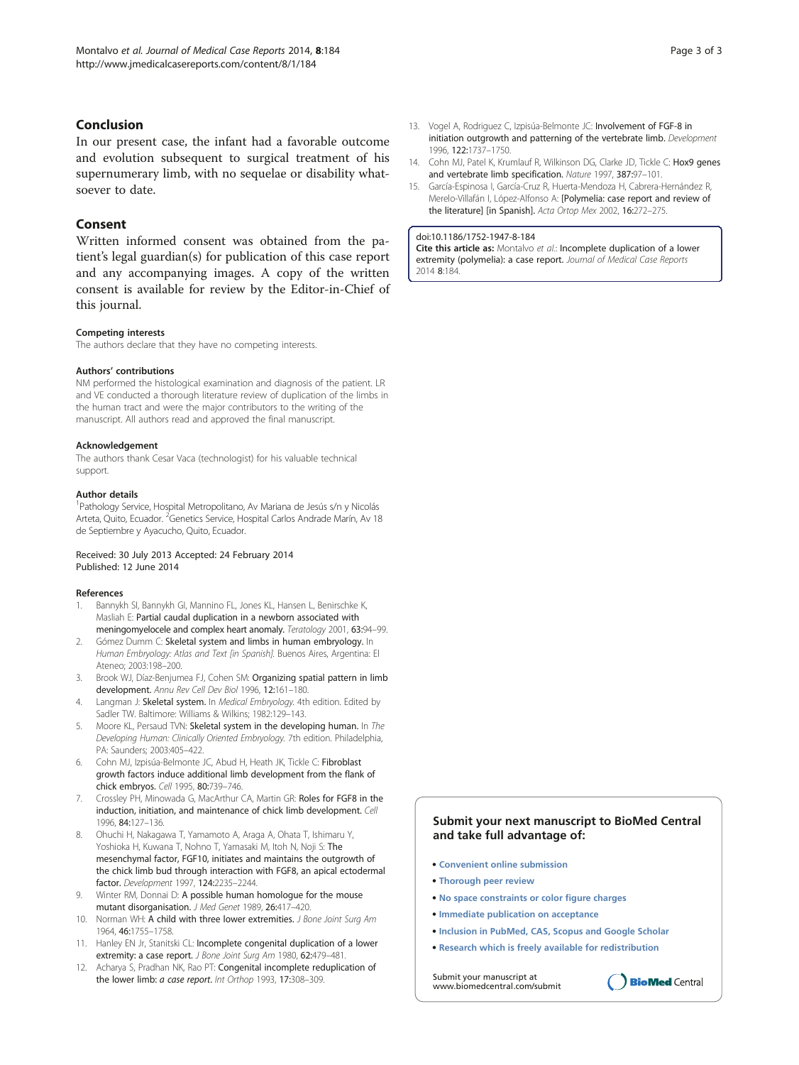## Conclusion

In our present case, the infant had a favorable outcome and evolution subsequent to surgical treatment of his supernumerary limb, with no sequelae or disability whatsoever to date.

## Consent

Written informed consent was obtained from the patient's legal guardian(s) for publication of this case report and any accompanying images. A copy of the written consent is available for review by the Editor-in-Chief of this journal.

### Competing interests

The authors declare that they have no competing interests.

### Authors' contributions

NM performed the histological examination and diagnosis of the patient. LR and VE conducted a thorough literature review of duplication of the limbs in the human tract and were the major contributors to the writing of the manuscript. All authors read and approved the final manuscript.

### Acknowledgement

The authors thank Cesar Vaca (technologist) for his valuable technical support.

### Author details

[1]Pathology Service, Hospital Metropolitano, Av Mariana de Jesús s/n y Nicolás Arteta, Quito, Ecuador. [2]Genetics Service, Hospital Carlos Andrade Marín, Av 18 de Septiembre y Ayacucho, Quito, Ecuador.

Received: 30 July 2013 Accepted: 24 February 2014
Published: 12 June 2014

### References

1. Bannykh SI, Bannykh GI, Mannino FL, Jones KL, Hansen L, Benirschke K, Masliah E: **Partial caudal duplication in a newborn associated with meningomyelocele and complex heart anomaly.** *Teratology* 2001, **63:**94–99.
2. Gómez Dumm C: **Skeletal system and limbs in human embryology.** In *Human Embryology: Atlas and Text [in Spanish].* Buenos Aires, Argentina: El Ateneo; 2003:198–200.
3. Brook WJ, Díaz-Benjumea FJ, Cohen SM: **Organizing spatial pattern in limb development.** *Annu Rev Cell Dev Biol* 1996, **12:**161–180.
4. Langman J: **Skeletal system.** In *Medical Embryology.* 4th edition. Edited by Sadler TW. Baltimore: Williams & Wilkins; 1982:129–143.
5. Moore KL, Persaud TVN: **Skeletal system in the developing human.** In *The Developing Human: Clinically Oriented Embryology.* 7th edition. Philadelphia, PA: Saunders; 2003:405–422.
6. Cohn MJ, Izpisúa-Belmonte JC, Abud H, Heath JK, Tickle C: **Fibroblast growth factors induce additional limb development from the flank of chick embryos.** *Cell* 1995, **80:**739–746.
7. Crossley PH, Minowada G, MacArthur CA, Martin GR: **Roles for FGF8 in the induction, initiation, and maintenance of chick limb development.** *Cell* 1996, **84:**127–136.
8. Ohuchi H, Nakagawa T, Yamamoto A, Araga A, Ohata T, Ishimaru Y, Yoshioka H, Kuwana T, Nohno T, Yamasaki M, Itoh N, Noji S: **The mesenchymal factor, FGF10, initiates and maintains the outgrowth of the chick limb bud through interaction with FGF8, an apical ectodermal factor.** *Development* 1997, **124:**2235–2244.
9. Winter RM, Donnai D: **A possible human homologue for the mouse mutant disorganisation.** *J Med Genet* 1989, **26:**417–420.
10. Norman WH: **A child with three lower extremities.** *J Bone Joint Surg Am* 1964, **46:**1755–1758.
11. Hanley EN Jr, Stanitski CL: **Incomplete congenital duplication of a lower extremity: a case report.** *J Bone Joint Surg Am* 1980, **62:**479–481.
12. Acharya S, Pradhan NK, Rao PT: **Congenital incomplete reduplication of the lower limb:** *a case report.* *Int Orthop* 1993, **17:**308–309.
13. Vogel A, Rodriguez C, Izpisúa-Belmonte JC: **Involvement of FGF-8 in initiation outgrowth and patterning of the vertebrate limb.** *Development* 1996, **122:**1737–1750.
14. Cohn MJ, Patel K, Krumlauf R, Wilkinson DG, Clarke JD, Tickle C: **Hox9 genes and vertebrate limb specification.** *Nature* 1997, **387:**97–101.
15. García-Espinosa I, García-Cruz R, Huerta-Mendoza H, Cabrera-Hernández R, Merelo-Villafán I, López-Alfonso A: **[Polymelia: case report and review of the literature]** [in Spanish]. *Acta Ortop Mex* 2002, **16:**272–275.

doi:10.1186/1752-1947-8-184
**Cite this article as:** Montalvo *et al.*: Incomplete duplication of a lower extremity (polymelia): a case report. *Journal of Medical Case Reports* 2014 **8**:184.

**Submit your next manuscript to BioMed Central and take full advantage of:**

- Convenient online submission
- Thorough peer review
- No space constraints or color figure charges
- Immediate publication on acceptance
- Inclusion in PubMed, CAS, Scopus and Google Scholar
- Research which is freely available for redistribution

Submit your manuscript at www.biomedcentral.com/submit

BioMed Central